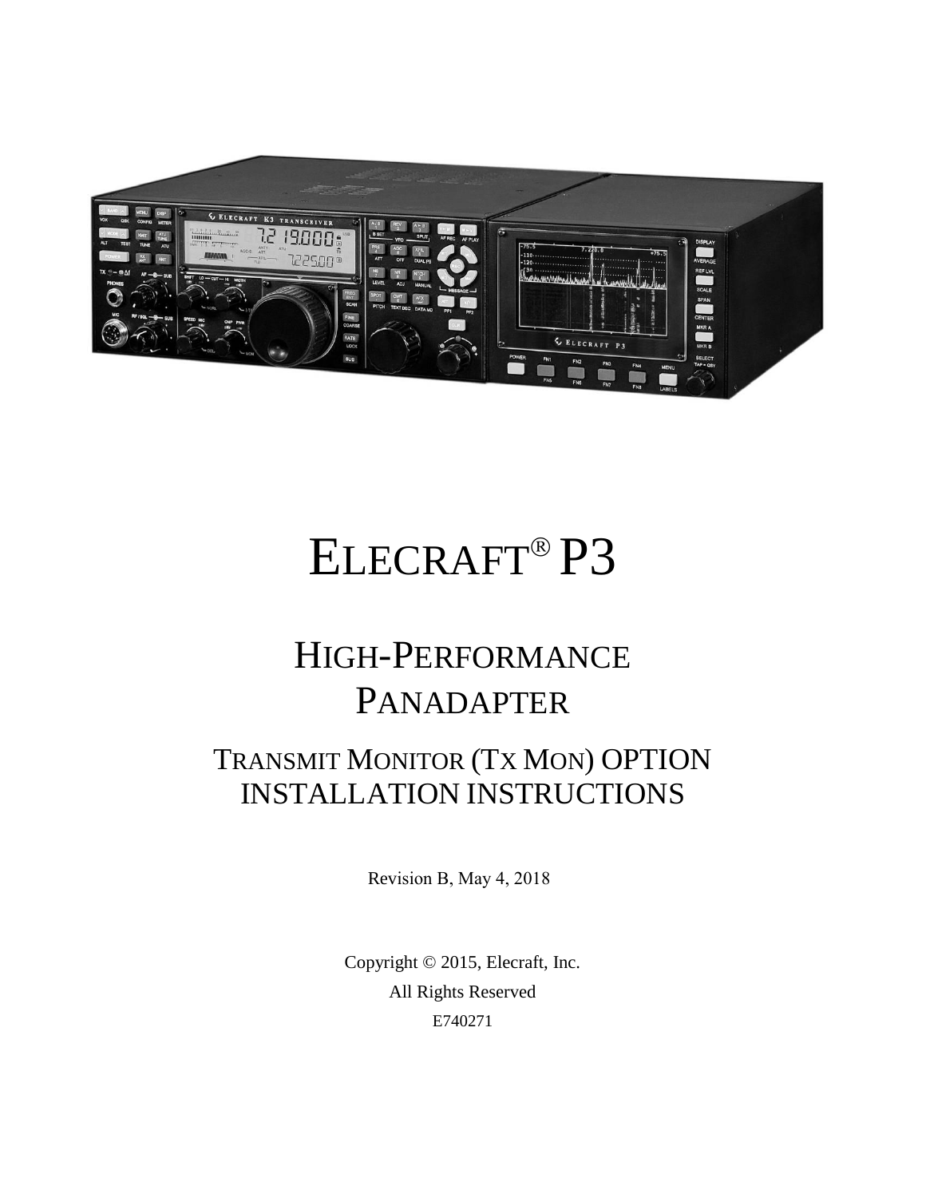# ELECRAFT® P3

## HIGH-PERFORMANCE PANADAPTER

## TRANSMIT MONITOR (TX MON) OPTION INSTALLATION INSTRUCTIONS

Revision B, May 4, 2018

Copyright © 2015, Elecraft, Inc.

All Rights Reserved

E740271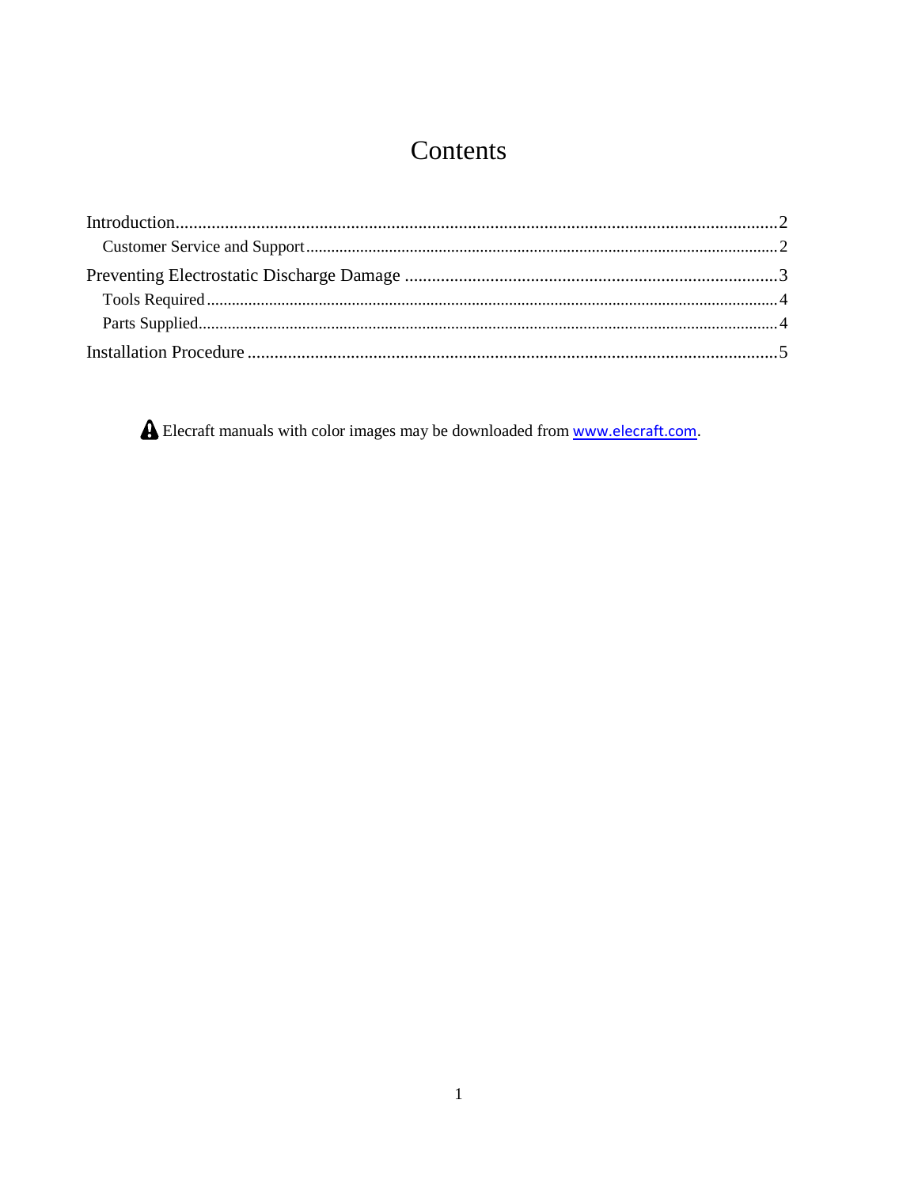# Contents

Introduction....................................................................................................................................2

Customer Service and Support.................................................................................................2

Preventing Electrostatic Discharge Damage ...................................................................................3

Tools Required........................................................................................................................4

Parts Supplied..........................................................................................................................4

Installation Procedure .....................................................................................................................5

Elecraft manuals with color images may be downloaded from www.elecraft.com.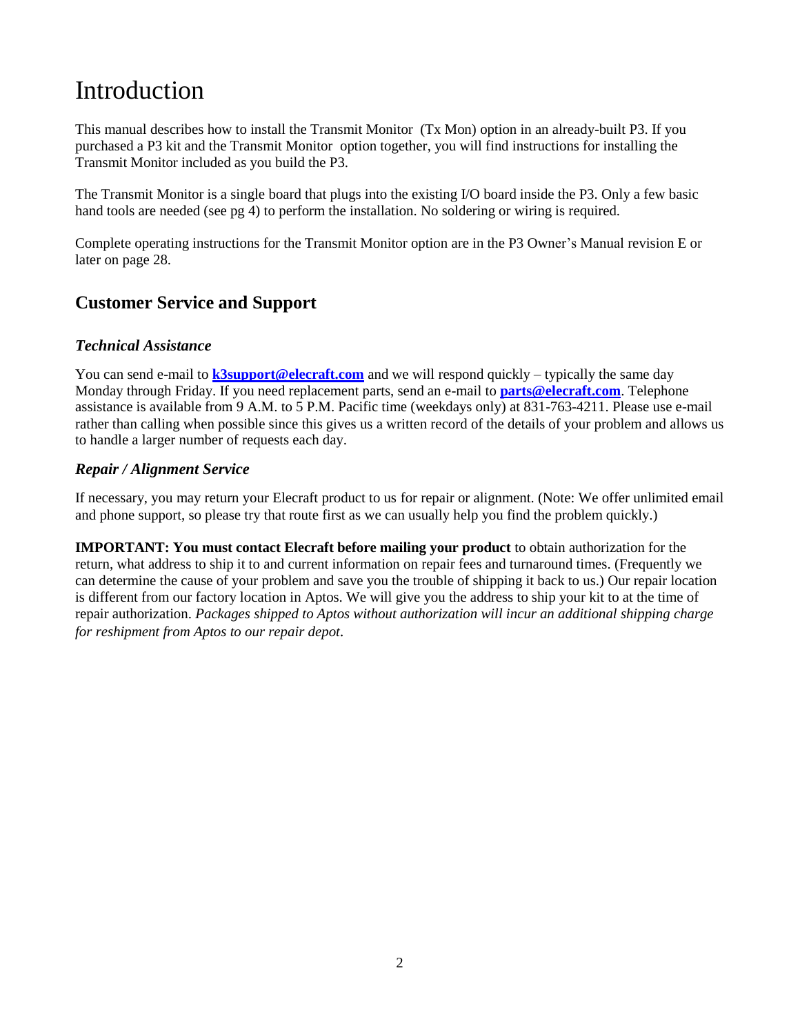# Introduction

This manual describes how to install the Transmit Monitor (Tx Mon) option in an already-built P3. If you purchased a P3 kit and the Transmit Monitor option together, you will find instructions for installing the Transmit Monitor included as you build the P3.

The Transmit Monitor is a single board that plugs into the existing I/O board inside the P3. Only a few basic hand tools are needed (see pg 4) to perform the installation. No soldering or wiring is required.

Complete operating instructions for the Transmit Monitor option are in the P3 Owner's Manual revision E or later on page 28.

## Customer Service and Support

### *Technical Assistance*

You can send e-mail to **k3support@elecraft.com** and we will respond quickly – typically the same day Monday through Friday. If you need replacement parts, send an e-mail to **parts@elecraft.com**. Telephone assistance is available from 9 A.M. to 5 P.M. Pacific time (weekdays only) at 831-763-4211. Please use e-mail rather than calling when possible since this gives us a written record of the details of your problem and allows us to handle a larger number of requests each day.

### *Repair / Alignment Service*

If necessary, you may return your Elecraft product to us for repair or alignment. (Note: We offer unlimited email and phone support, so please try that route first as we can usually help you find the problem quickly.)

**IMPORTANT: You must contact Elecraft before mailing your product** to obtain authorization for the return, what address to ship it to and current information on repair fees and turnaround times. (Frequently we can determine the cause of your problem and save you the trouble of shipping it back to us.) Our repair location is different from our factory location in Aptos. We will give you the address to ship your kit to at the time of repair authorization. *Packages shipped to Aptos without authorization will incur an additional shipping charge for reshipment from Aptos to our repair depot*.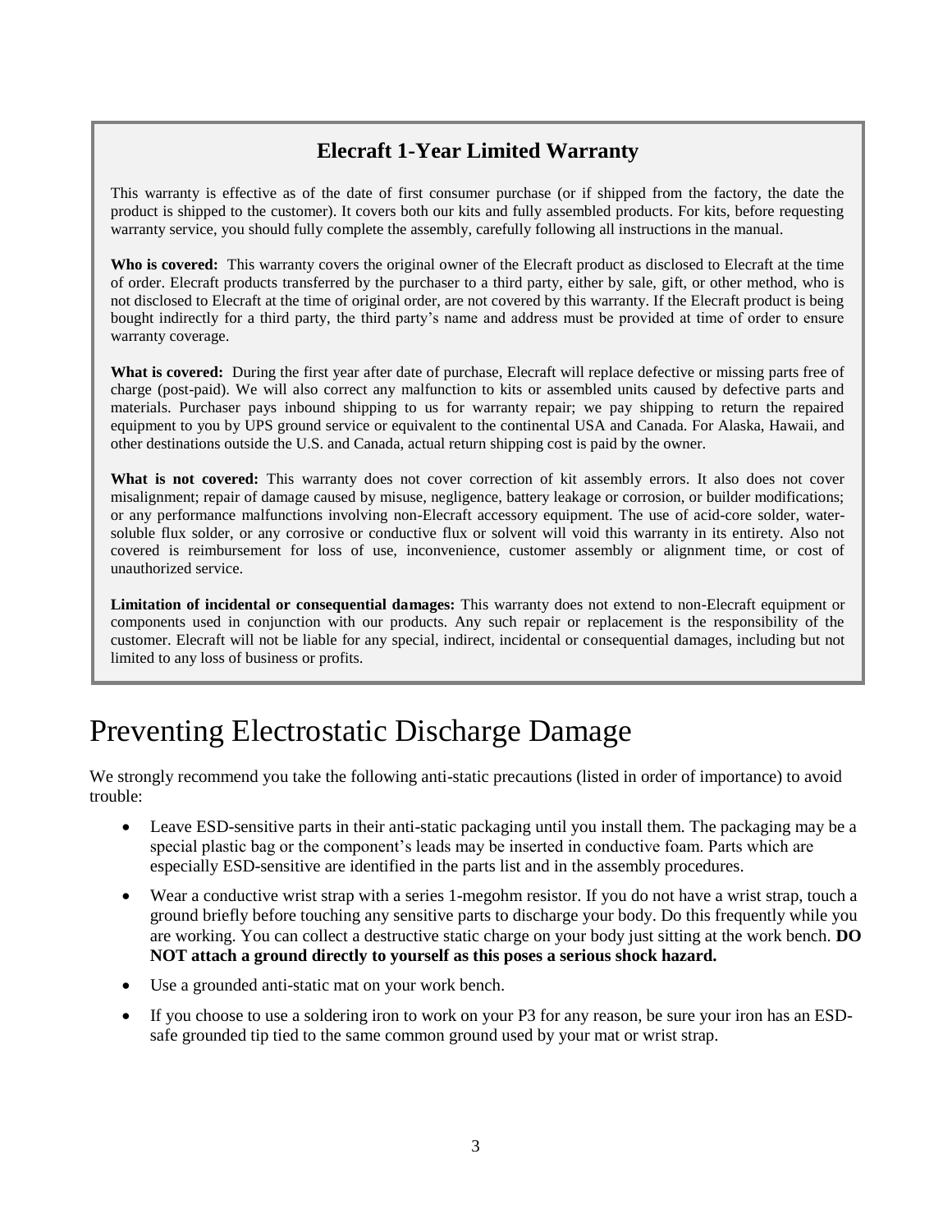## Elecraft 1-Year Limited Warranty

This warranty is effective as of the date of first consumer purchase (or if shipped from the factory, the date the product is shipped to the customer). It covers both our kits and fully assembled products. For kits, before requesting warranty service, you should fully complete the assembly, carefully following all instructions in the manual.

**Who is covered:** This warranty covers the original owner of the Elecraft product as disclosed to Elecraft at the time of order. Elecraft products transferred by the purchaser to a third party, either by sale, gift, or other method, who is not disclosed to Elecraft at the time of original order, are not covered by this warranty. If the Elecraft product is being bought indirectly for a third party, the third party's name and address must be provided at time of order to ensure warranty coverage.

**What is covered:** During the first year after date of purchase, Elecraft will replace defective or missing parts free of charge (post-paid). We will also correct any malfunction to kits or assembled units caused by defective parts and materials. Purchaser pays inbound shipping to us for warranty repair; we pay shipping to return the repaired equipment to you by UPS ground service or equivalent to the continental USA and Canada. For Alaska, Hawaii, and other destinations outside the U.S. and Canada, actual return shipping cost is paid by the owner.

**What is not covered:** This warranty does not cover correction of kit assembly errors. It also does not cover misalignment; repair of damage caused by misuse, negligence, battery leakage or corrosion, or builder modifications; or any performance malfunctions involving non-Elecraft accessory equipment. The use of acid-core solder, water-soluble flux solder, or any corrosive or conductive flux or solvent will void this warranty in its entirety. Also not covered is reimbursement for loss of use, inconvenience, customer assembly or alignment time, or cost of unauthorized service.

**Limitation of incidental or consequential damages:** This warranty does not extend to non-Elecraft equipment or components used in conjunction with our products. Any such repair or replacement is the responsibility of the customer. Elecraft will not be liable for any special, indirect, incidental or consequential damages, including but not limited to any loss of business or profits.

# Preventing Electrostatic Discharge Damage

We strongly recommend you take the following anti-static precautions (listed in order of importance) to avoid trouble:

- Leave ESD-sensitive parts in their anti-static packaging until you install them. The packaging may be a special plastic bag or the component's leads may be inserted in conductive foam. Parts which are especially ESD-sensitive are identified in the parts list and in the assembly procedures.
- Wear a conductive wrist strap with a series 1-megohm resistor. If you do not have a wrist strap, touch a ground briefly before touching any sensitive parts to discharge your body. Do this frequently while you are working. You can collect a destructive static charge on your body just sitting at the work bench. **DO NOT attach a ground directly to yourself as this poses a serious shock hazard.**
- Use a grounded anti-static mat on your work bench.
- If you choose to use a soldering iron to work on your P3 for any reason, be sure your iron has an ESD-safe grounded tip tied to the same common ground used by your mat or wrist strap.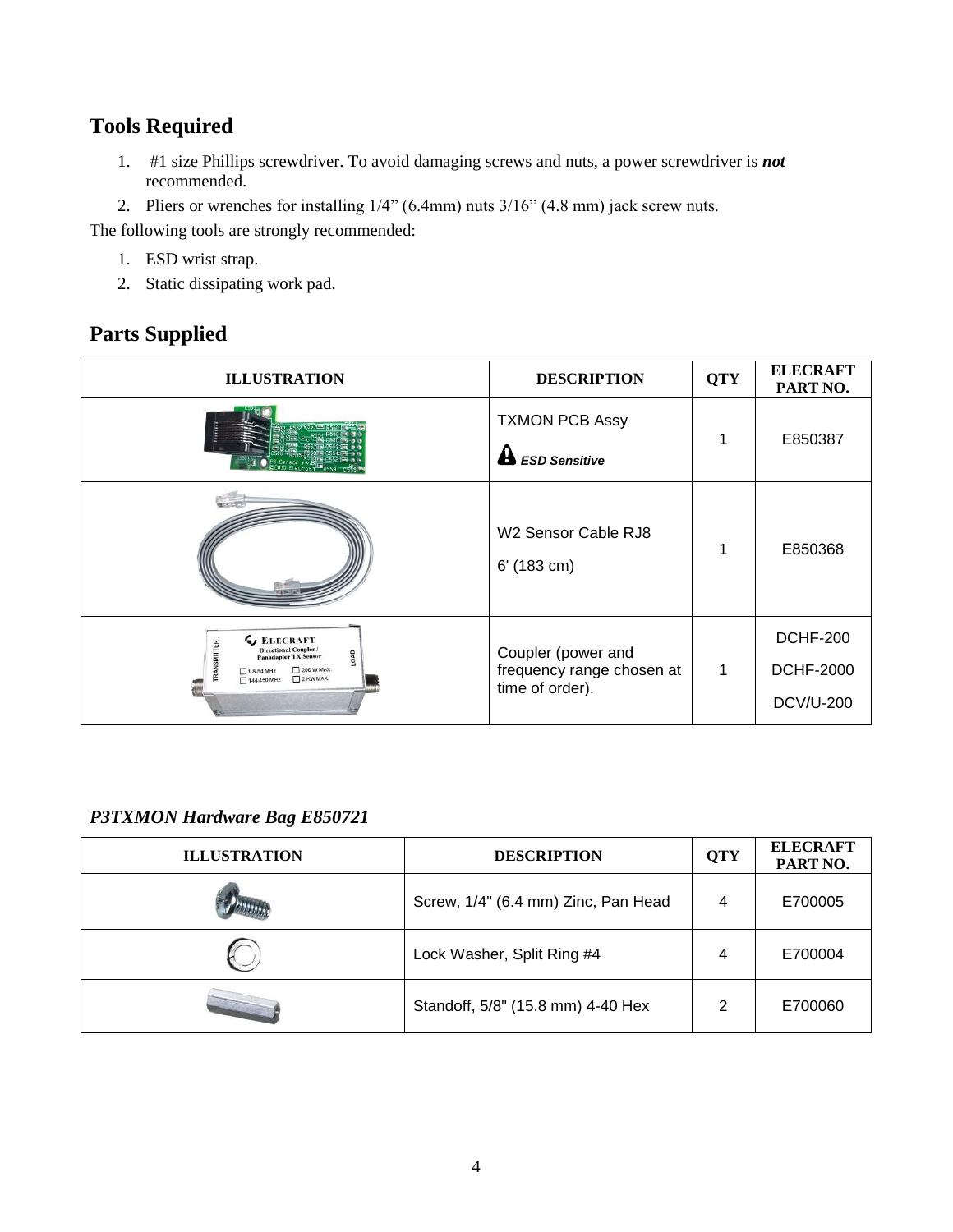## Tools Required

1. #1 size Phillips screwdriver. To avoid damaging screws and nuts, a power screwdriver is ***not*** recommended.
2. Pliers or wrenches for installing 1/4" (6.4mm) nuts 3/16" (4.8 mm) jack screw nuts.

The following tools are strongly recommended:

1. ESD wrist strap.
2. Static dissipating work pad.

## Parts Supplied

| ILLUSTRATION | DESCRIPTION | QTY | ELECRAFT PART NO. |
|---|---|---|---|
| | TXMON PCB Assy<br>***ESD Sensitive*** | 1 | E850387 |
| | W2 Sensor Cable RJ8<br>6' (183 cm) | 1 | E850368 |
| | Coupler (power and frequency range chosen at time of order). | 1 | DCHF-200<br>DCHF-2000<br>DCV/U-200 |

### *P3TXMON Hardware Bag E850721*

| ILLUSTRATION | DESCRIPTION | QTY | ELECRAFT PART NO. |
|---|---|---|---|
| | Screw, 1/4" (6.4 mm) Zinc, Pan Head | 4 | E700005 |
| | Lock Washer, Split Ring #4 | 4 | E700004 |
| | Standoff, 5/8" (15.8 mm) 4-40 Hex | 2 | E700060 |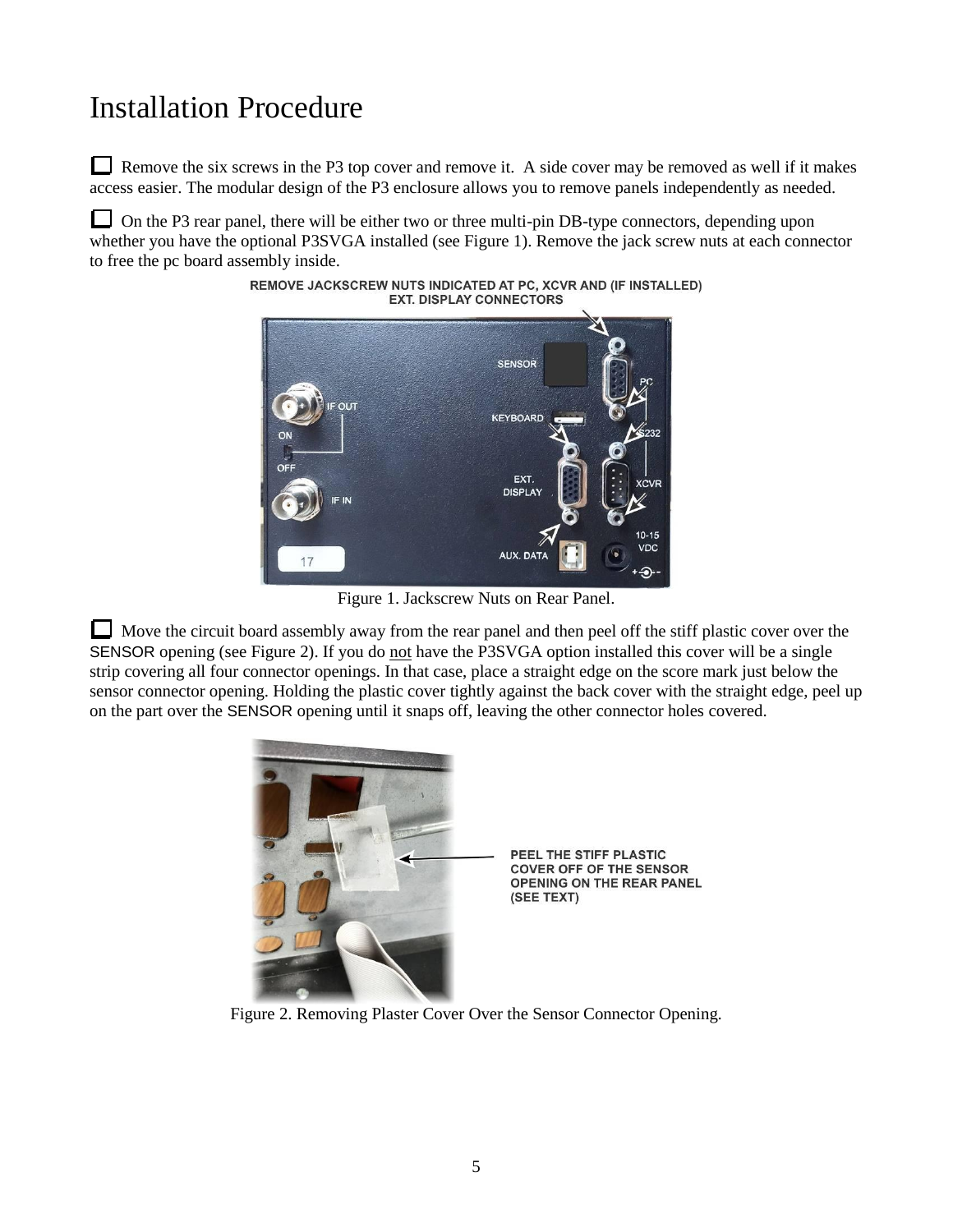# Installation Procedure

☐ Remove the six screws in the P3 top cover and remove it. A side cover may be removed as well if it makes access easier. The modular design of the P3 enclosure allows you to remove panels independently as needed.

☐ On the P3 rear panel, there will be either two or three multi-pin DB-type connectors, depending upon whether you have the optional P3SVGA installed (see Figure 1). Remove the jack screw nuts at each connector to free the pc board assembly inside.

Figure 1. Jackscrew Nuts on Rear Panel.

☐ Move the circuit board assembly away from the rear panel and then peel off the stiff plastic cover over the SENSOR opening (see Figure 2). If you do not have the P3SVGA option installed this cover will be a single strip covering all four connector openings. In that case, place a straight edge on the score mark just below the sensor connector opening. Holding the plastic cover tightly against the back cover with the straight edge, peel up on the part over the SENSOR opening until it snaps off, leaving the other connector holes covered.

Figure 2. Removing Plaster Cover Over the Sensor Connector Opening.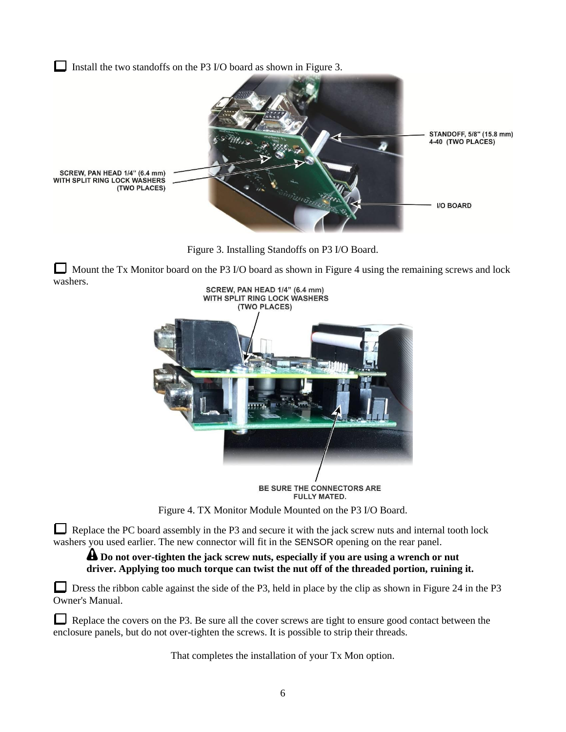☐ Install the two standoffs on the P3 I/O board as shown in Figure 3.

STANDOFF, 5/8" (15.8 mm)
4-40 (TWO PLACES)

SCREW, PAN HEAD 1/4" (6.4 mm)
WITH SPLIT RING LOCK WASHERS
(TWO PLACES)

I/O BOARD

Figure 3. Installing Standoffs on P3 I/O Board.

☐ Mount the Tx Monitor board on the P3 I/O board as shown in Figure 4 using the remaining screws and lock washers.

SCREW, PAN HEAD 1/4" (6.4 mm)
WITH SPLIT RING LOCK WASHERS
(TWO PLACES)

BE SURE THE CONNECTORS ARE
FULLY MATED.

Figure 4. TX Monitor Module Mounted on the P3 I/O Board.

☐ Replace the PC board assembly in the P3 and secure it with the jack screw nuts and internal tooth lock washers you used earlier. The new connector will fit in the SENSOR opening on the rear panel.

> ⚠ **Do not over-tighten the jack screw nuts, especially if you are using a wrench or nut driver. Applying too much torque can twist the nut off of the threaded portion, ruining it.**

☐ Dress the ribbon cable against the side of the P3, held in place by the clip as shown in Figure 24 in the P3 Owner's Manual.

☐ Replace the covers on the P3. Be sure all the cover screws are tight to ensure good contact between the enclosure panels, but do not over-tighten the screws. It is possible to strip their threads.

That completes the installation of your Tx Mon option.